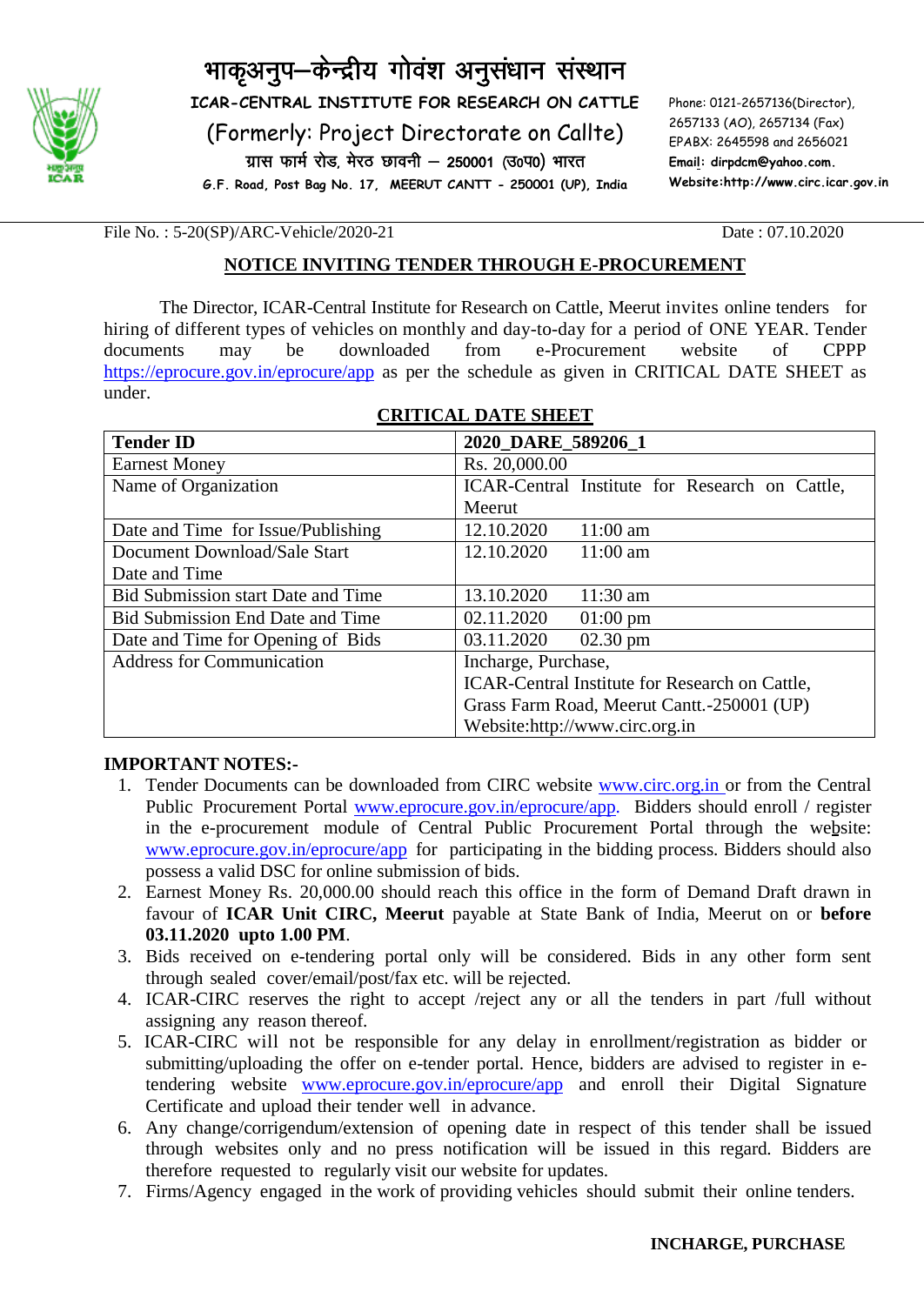# भाकृअनुप–केन्द्रीय गोवंश अनुसंधान संस्थान

**ICAR-CENTRAL INSTITUTE FOR RESEARCH ON CATTLE**

(Formerly: Project Directorate on Callte)

ग्रास फार्म रोड, मेरठ छावनी – 250001 (उ0प्र0) भारत

**G.F. Road, Post Bag No. 17, MEERUT CANTT - 250001 (UP), India**

Phone: 0121-2657136(Director), 2657133 (AO), 2657134 (Fax)
EPABX: 2645598 and 2656021
**Email: dirpdcm@yahoo.com.**
**Website:http://www.circ.icar.gov.in**

File No. : 5-20(SP)/ARC-Vehicle/2020-21 Date : 07.10.2020

## NOTICE INVITING TENDER THROUGH E-PROCUREMENT

The Director, ICAR-Central Institute for Research on Cattle, Meerut invites online tenders for hiring of different types of vehicles on monthly and day-to-day for a period of ONE YEAR. Tender documents may be downloaded from e-Procurement website of CPPP https://eprocure.gov.in/eprocure/app as per the schedule as given in CRITICAL DATE SHEET as under.

### CRITICAL DATE SHEET

| **Tender ID** | **2020_DARE_589206_1** |
|---|---|
| Earnest Money | Rs. 20,000.00 |
| Name of Organization | ICAR-Central Institute for Research on Cattle, Meerut |
| Date and Time for Issue/Publishing | 12.10.2020 11:00 am |
| Document Download/Sale Start Date and Time | 12.10.2020 11:00 am |
| Bid Submission start Date and Time | 13.10.2020 11:30 am |
| Bid Submission End Date and Time | 02.11.2020 01:00 pm |
| Date and Time for Opening of Bids | 03.11.2020 02.30 pm |
| Address for Communication | Incharge, Purchase, ICAR-Central Institute for Research on Cattle, Grass Farm Road, Meerut Cantt.-250001 (UP) Website:http://www.circ.org.in |

**IMPORTANT NOTES:-**

1. Tender Documents can be downloaded from CIRC website www.circ.org.in or from the Central Public Procurement Portal www.eprocure.gov.in/eprocure/app. Bidders should enroll / register in the e-procurement module of Central Public Procurement Portal through the website: www.eprocure.gov.in/eprocure/app for participating in the bidding process. Bidders should also possess a valid DSC for online submission of bids.
2. Earnest Money Rs. 20,000.00 should reach this office in the form of Demand Draft drawn in favour of **ICAR Unit CIRC, Meerut** payable at State Bank of India, Meerut on or **before 03.11.2020 upto 1.00 PM**.
3. Bids received on e-tendering portal only will be considered. Bids in any other form sent through sealed cover/email/post/fax etc. will be rejected.
4. ICAR-CIRC reserves the right to accept /reject any or all the tenders in part /full without assigning any reason thereof.
5. ICAR-CIRC will not be responsible for any delay in enrollment/registration as bidder or submitting/uploading the offer on e-tender portal. Hence, bidders are advised to register in e-tendering website www.eprocure.gov.in/eprocure/app and enroll their Digital Signature Certificate and upload their tender well in advance.
6. Any change/corrigendum/extension of opening date in respect of this tender shall be issued through websites only and no press notification will be issued in this regard. Bidders are therefore requested to regularly visit our website for updates.
7. Firms/Agency engaged in the work of providing vehicles should submit their online tenders.

**INCHARGE, PURCHASE**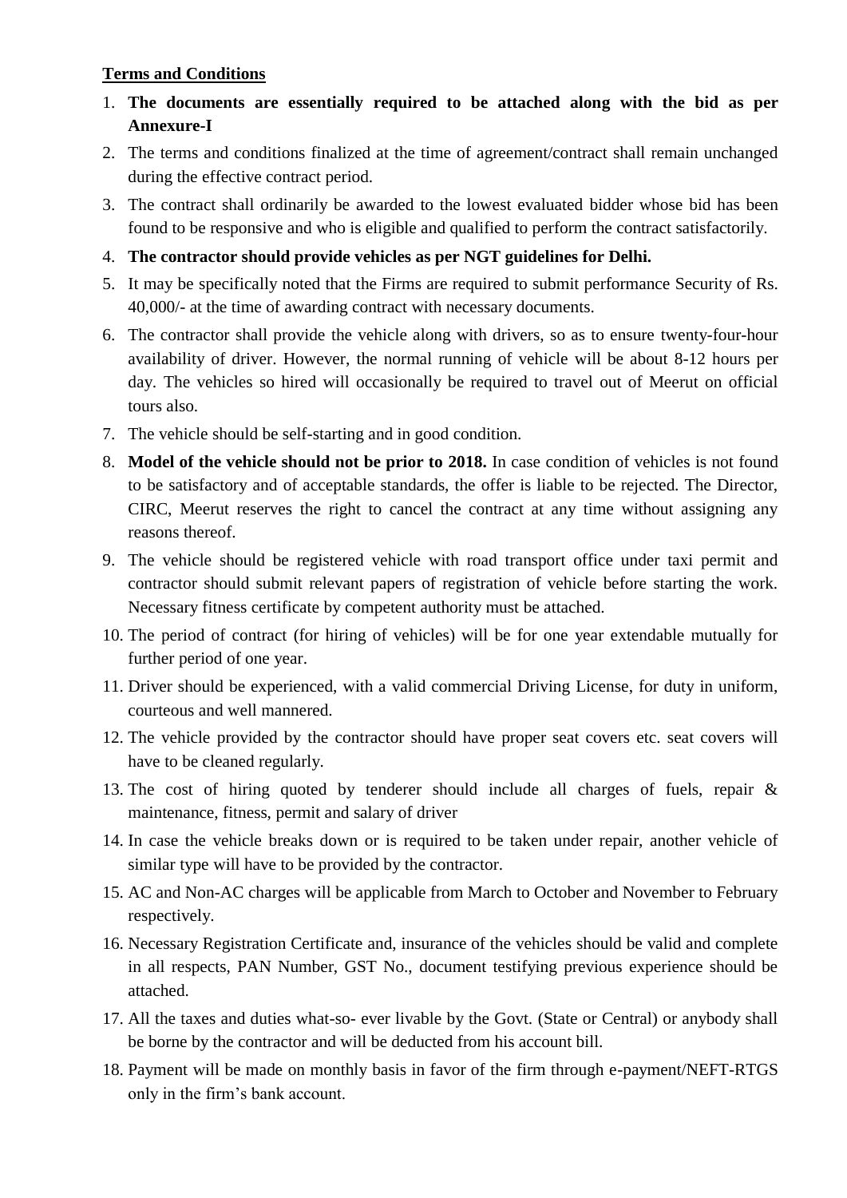**Terms and Conditions**

1. **The documents are essentially required to be attached along with the bid as per Annexure-I**
2. The terms and conditions finalized at the time of agreement/contract shall remain unchanged during the effective contract period.
3. The contract shall ordinarily be awarded to the lowest evaluated bidder whose bid has been found to be responsive and who is eligible and qualified to perform the contract satisfactorily.
4. **The contractor should provide vehicles as per NGT guidelines for Delhi.**
5. It may be specifically noted that the Firms are required to submit performance Security of Rs. 40,000/- at the time of awarding contract with necessary documents.
6. The contractor shall provide the vehicle along with drivers, so as to ensure twenty-four-hour availability of driver. However, the normal running of vehicle will be about 8-12 hours per day. The vehicles so hired will occasionally be required to travel out of Meerut on official tours also.
7. The vehicle should be self-starting and in good condition.
8. **Model of the vehicle should not be prior to 2018.** In case condition of vehicles is not found to be satisfactory and of acceptable standards, the offer is liable to be rejected. The Director, CIRC, Meerut reserves the right to cancel the contract at any time without assigning any reasons thereof.
9. The vehicle should be registered vehicle with road transport office under taxi permit and contractor should submit relevant papers of registration of vehicle before starting the work. Necessary fitness certificate by competent authority must be attached.
10. The period of contract (for hiring of vehicles) will be for one year extendable mutually for further period of one year.
11. Driver should be experienced, with a valid commercial Driving License, for duty in uniform, courteous and well mannered.
12. The vehicle provided by the contractor should have proper seat covers etc. seat covers will have to be cleaned regularly.
13. The cost of hiring quoted by tenderer should include all charges of fuels, repair & maintenance, fitness, permit and salary of driver
14. In case the vehicle breaks down or is required to be taken under repair, another vehicle of similar type will have to be provided by the contractor.
15. AC and Non-AC charges will be applicable from March to October and November to February respectively.
16. Necessary Registration Certificate and, insurance of the vehicles should be valid and complete in all respects, PAN Number, GST No., document testifying previous experience should be attached.
17. All the taxes and duties what-so- ever livable by the Govt. (State or Central) or anybody shall be borne by the contractor and will be deducted from his account bill.
18. Payment will be made on monthly basis in favor of the firm through e-payment/NEFT-RTGS only in the firm's bank account.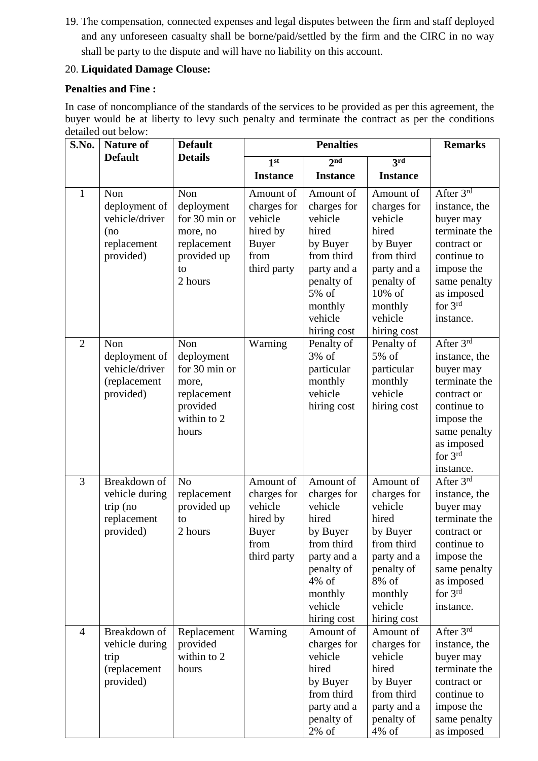19. The compensation, connected expenses and legal disputes between the firm and staff deployed and any unforeseen casualty shall be borne/paid/settled by the firm and the CIRC in no way shall be party to the dispute and will have no liability on this account.

20. **Liquidated Damage Clouse:**

**Penalties and Fine :**

In case of noncompliance of the standards of the services to be provided as per this agreement, the buyer would be at liberty to levy such penalty and terminate the contract as per the conditions detailed out below:

| S.No. | Nature of Default | Default Details | Penalties | | | Remarks |
|---|---|---|---|---|---|---|
| | | | 1st Instance | 2nd Instance | 3rd Instance | |
| 1 | Non deployment of vehicle/driver (no replacement provided) | Non deployment for 30 min or more, no replacement provided up to 2 hours | Amount of charges for vehicle hired by Buyer from third party | Amount of charges for vehicle hired by Buyer from third party and a penalty of 5% of monthly vehicle hiring cost | Amount of charges for vehicle hired by Buyer from third party and a penalty of 10% of monthly vehicle hiring cost | After 3rd instance, the buyer may terminate the contract or continue to impose the same penalty as imposed for 3rd instance. |
| 2 | Non deployment of vehicle/driver (replacement provided) | Non deployment for 30 min or more, replacement provided within to 2 hours | Warning | Penalty of 3% of particular monthly vehicle hiring cost | Penalty of 5% of particular monthly vehicle hiring cost | After 3rd instance, the buyer may terminate the contract or continue to impose the same penalty as imposed for 3rd instance. |
| 3 | Breakdown of vehicle during trip (no replacement provided) | No replacement provided up to 2 hours | Amount of charges for vehicle hired by Buyer from third party | Amount of charges for vehicle hired by Buyer from third party and a penalty of 4% of monthly vehicle hiring cost | Amount of charges for vehicle hired by Buyer from third party and a penalty of 8% of monthly vehicle hiring cost | After 3rd instance, the buyer may terminate the contract or continue to impose the same penalty as imposed for 3rd instance. |
| 4 | Breakdown of vehicle during trip (replacement provided) | Replacement provided within to 2 hours | Warning | Amount of charges for vehicle hired by Buyer from third party and a penalty of 2% of | Amount of charges for vehicle hired by Buyer from third party and a penalty of 4% of | After 3rd instance, the buyer may terminate the contract or continue to impose the same penalty as imposed |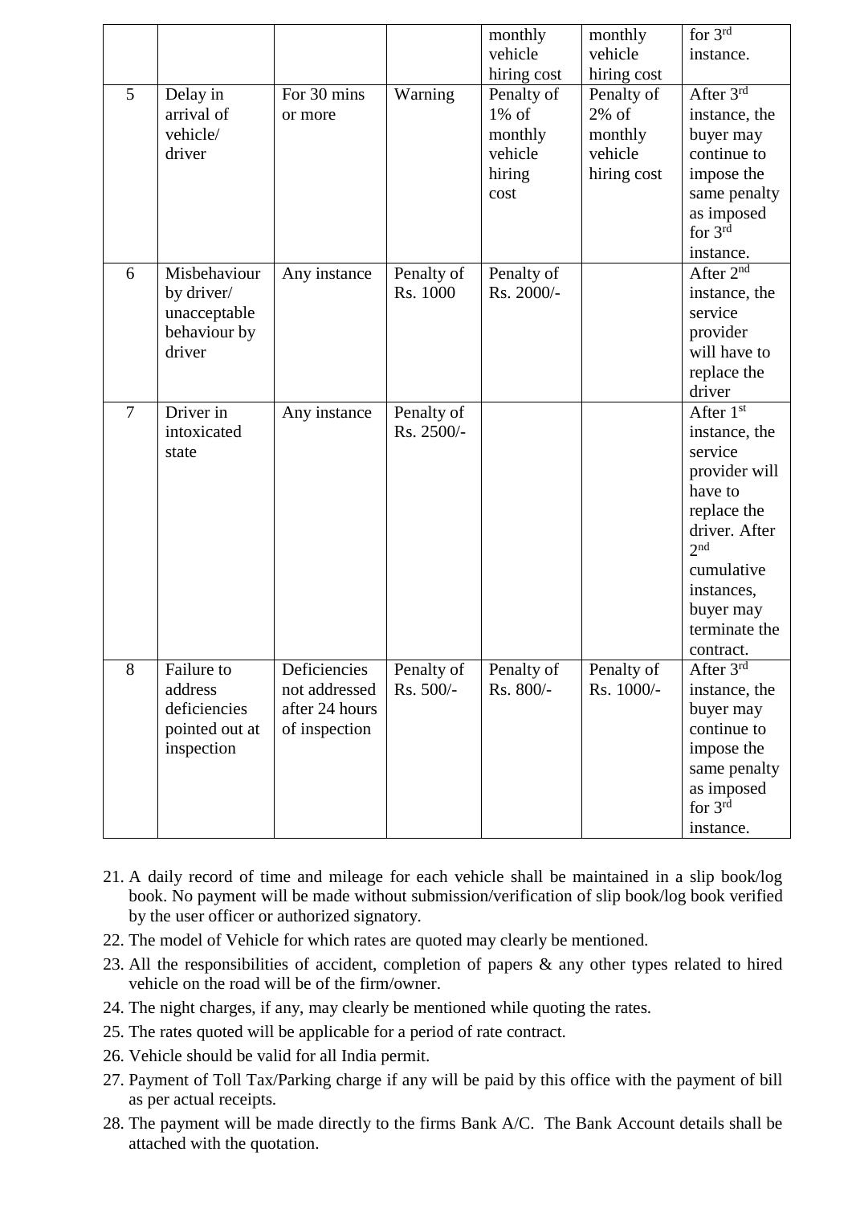| | | | | monthly vehicle hiring cost | monthly vehicle hiring cost | for 3rd instance. |
|---|---|---|---|---|---|---|
| 5 | Delay in arrival of vehicle/ driver | For 30 mins or more | Warning | Penalty of 1% of monthly vehicle hiring cost | Penalty of 2% of monthly vehicle hiring cost | After 3rd instance, the buyer may continue to impose the same penalty as imposed for 3rd instance. |
| 6 | Misbehaviour by driver/ unacceptable behaviour by driver | Any instance | Penalty of Rs. 1000 | Penalty of Rs. 2000/- | | After 2nd instance, the service provider will have to replace the driver |
| 7 | Driver in intoxicated state | Any instance | Penalty of Rs. 2500/- | | | After 1st instance, the service provider will have to replace the driver. After 2nd cumulative instances, buyer may terminate the contract. |
| 8 | Failure to address deficiencies pointed out at inspection | Deficiencies not addressed after 24 hours of inspection | Penalty of Rs. 500/- | Penalty of Rs. 800/- | Penalty of Rs. 1000/- | After 3rd instance, the buyer may continue to impose the same penalty as imposed for 3rd instance. |

21. A daily record of time and mileage for each vehicle shall be maintained in a slip book/log book. No payment will be made without submission/verification of slip book/log book verified by the user officer or authorized signatory.
22. The model of Vehicle for which rates are quoted may clearly be mentioned.
23. All the responsibilities of accident, completion of papers & any other types related to hired vehicle on the road will be of the firm/owner.
24. The night charges, if any, may clearly be mentioned while quoting the rates.
25. The rates quoted will be applicable for a period of rate contract.
26. Vehicle should be valid for all India permit.
27. Payment of Toll Tax/Parking charge if any will be paid by this office with the payment of bill as per actual receipts.
28. The payment will be made directly to the firms Bank A/C. The Bank Account details shall be attached with the quotation.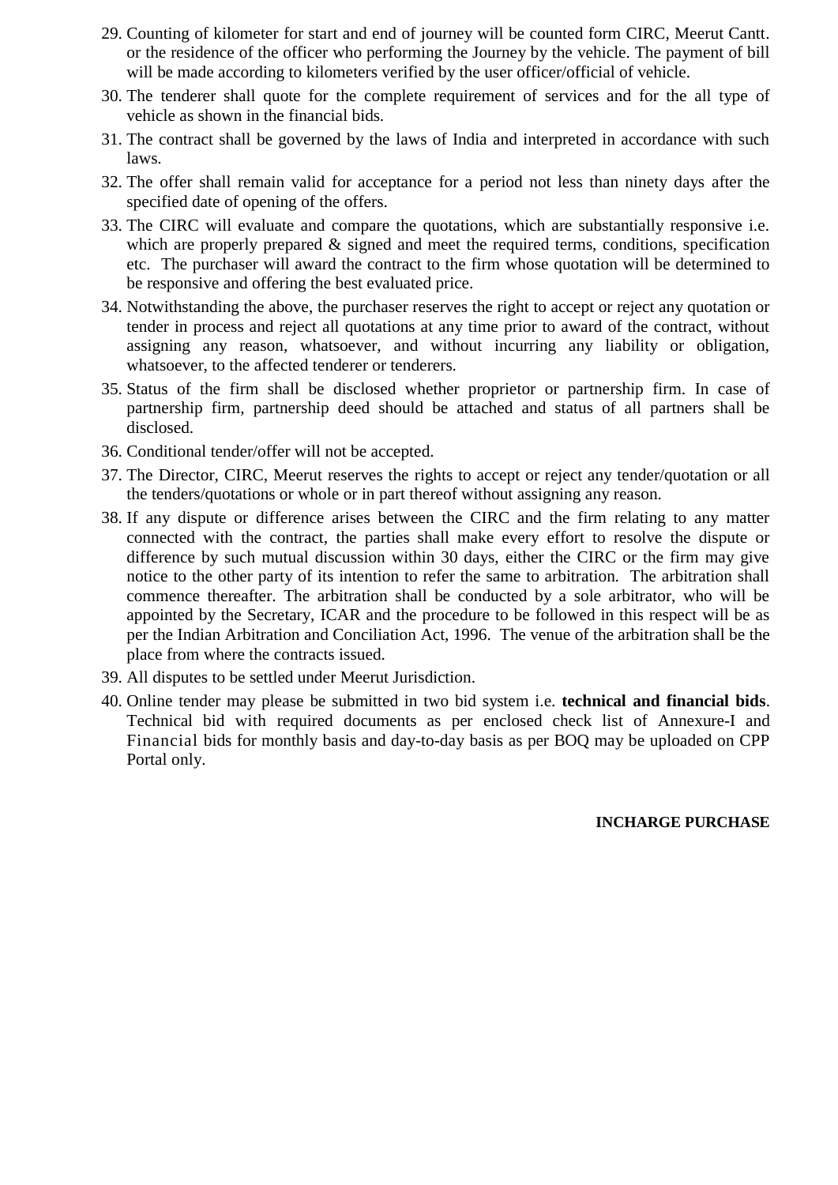29. Counting of kilometer for start and end of journey will be counted form CIRC, Meerut Cantt. or the residence of the officer who performing the Journey by the vehicle. The payment of bill will be made according to kilometers verified by the user officer/official of vehicle.
30. The tenderer shall quote for the complete requirement of services and for the all type of vehicle as shown in the financial bids.
31. The contract shall be governed by the laws of India and interpreted in accordance with such laws.
32. The offer shall remain valid for acceptance for a period not less than ninety days after the specified date of opening of the offers.
33. The CIRC will evaluate and compare the quotations, which are substantially responsive i.e. which are properly prepared & signed and meet the required terms, conditions, specification etc. The purchaser will award the contract to the firm whose quotation will be determined to be responsive and offering the best evaluated price.
34. Notwithstanding the above, the purchaser reserves the right to accept or reject any quotation or tender in process and reject all quotations at any time prior to award of the contract, without assigning any reason, whatsoever, and without incurring any liability or obligation, whatsoever, to the affected tenderer or tenderers.
35. Status of the firm shall be disclosed whether proprietor or partnership firm. In case of partnership firm, partnership deed should be attached and status of all partners shall be disclosed.
36. Conditional tender/offer will not be accepted.
37. The Director, CIRC, Meerut reserves the rights to accept or reject any tender/quotation or all the tenders/quotations or whole or in part thereof without assigning any reason.
38. If any dispute or difference arises between the CIRC and the firm relating to any matter connected with the contract, the parties shall make every effort to resolve the dispute or difference by such mutual discussion within 30 days, either the CIRC or the firm may give notice to the other party of its intention to refer the same to arbitration. The arbitration shall commence thereafter. The arbitration shall be conducted by a sole arbitrator, who will be appointed by the Secretary, ICAR and the procedure to be followed in this respect will be as per the Indian Arbitration and Conciliation Act, 1996. The venue of the arbitration shall be the place from where the contracts issued.
39. All disputes to be settled under Meerut Jurisdiction.
40. Online tender may please be submitted in two bid system i.e. **technical and financial bids**. Technical bid with required documents as per enclosed check list of Annexure-I and Financial bids for monthly basis and day-to-day basis as per BOQ may be uploaded on CPP Portal only.

**INCHARGE PURCHASE**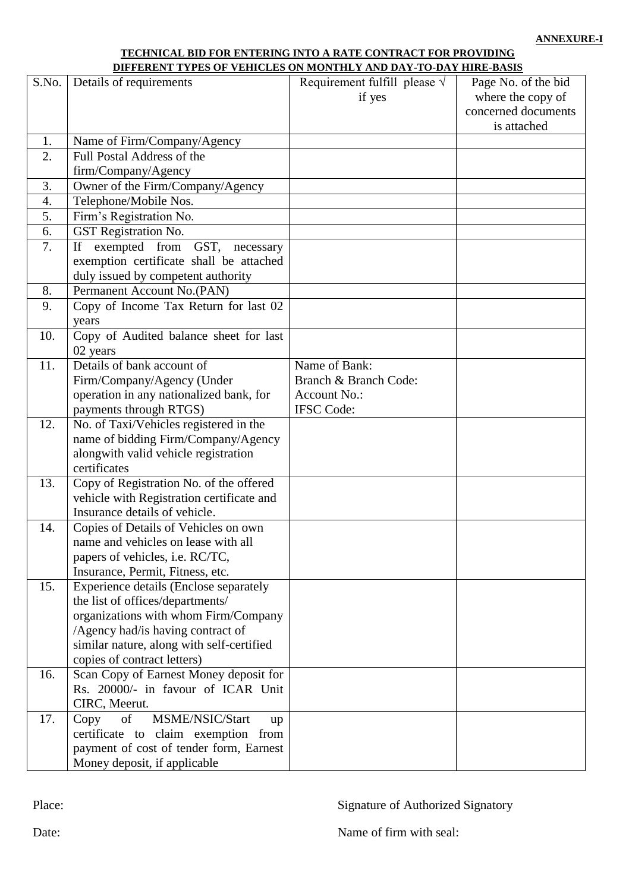**ANNEXURE-I**

**TECHNICAL BID FOR ENTERING INTO A RATE CONTRACT FOR PROVIDING DIFFERENT TYPES OF VEHICLES ON MONTHLY AND DAY-TO-DAY HIRE-BASIS**

| S.No. | Details of requirements | Requirement fulfill please √ if yes | Page No. of the bid where the copy of concerned documents is attached |
|---|---|---|---|
| 1. | Name of Firm/Company/Agency | | |
| 2. | Full Postal Address of the firm/Company/Agency | | |
| 3. | Owner of the Firm/Company/Agency | | |
| 4. | Telephone/Mobile Nos. | | |
| 5. | Firm's Registration No. | | |
| 6. | GST Registration No. | | |
| 7. | If exempted from GST, necessary exemption certificate shall be attached duly issued by competent authority | | |
| 8. | Permanent Account No.(PAN) | | |
| 9. | Copy of Income Tax Return for last 02 years | | |
| 10. | Copy of Audited balance sheet for last 02 years | | |
| 11. | Details of bank account of Firm/Company/Agency (Under operation in any nationalized bank, for payments through RTGS) | Name of Bank:<br>Branch & Branch Code:<br>Account No.:<br>IFSC Code: | |
| 12. | No. of Taxi/Vehicles registered in the name of bidding Firm/Company/Agency alongwith valid vehicle registration certificates | | |
| 13. | Copy of Registration No. of the offered vehicle with Registration certificate and Insurance details of vehicle. | | |
| 14. | Copies of Details of Vehicles on own name and vehicles on lease with all papers of vehicles, i.e. RC/TC, Insurance, Permit, Fitness, etc. | | |
| 15. | Experience details (Enclose separately the list of offices/departments/ organizations with whom Firm/Company /Agency had/is having contract of similar nature, along with self-certified copies of contract letters) | | |
| 16. | Scan Copy of Earnest Money deposit for Rs. 20000/- in favour of ICAR Unit CIRC, Meerut. | | |
| 17. | Copy of MSME/NSIC/Start up certificate to claim exemption from payment of cost of tender form, Earnest Money deposit, if applicable | | |

Place: Signature of Authorized Signatory

Date: Name of firm with seal: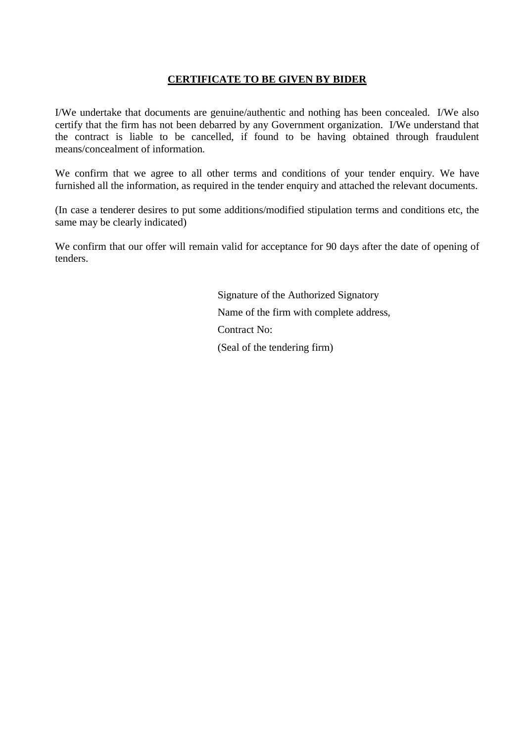## <u>CERTIFICATE TO BE GIVEN BY BIDER</u>

I/We undertake that documents are genuine/authentic and nothing has been concealed. I/We also certify that the firm has not been debarred by any Government organization. I/We understand that the contract is liable to be cancelled, if found to be having obtained through fraudulent means/concealment of information.

We confirm that we agree to all other terms and conditions of your tender enquiry. We have furnished all the information, as required in the tender enquiry and attached the relevant documents.

(In case a tenderer desires to put some additions/modified stipulation terms and conditions etc, the same may be clearly indicated)

We confirm that our offer will remain valid for acceptance for 90 days after the date of opening of tenders.

Signature of the Authorized Signatory

Name of the firm with complete address,

Contract No:

(Seal of the tendering firm)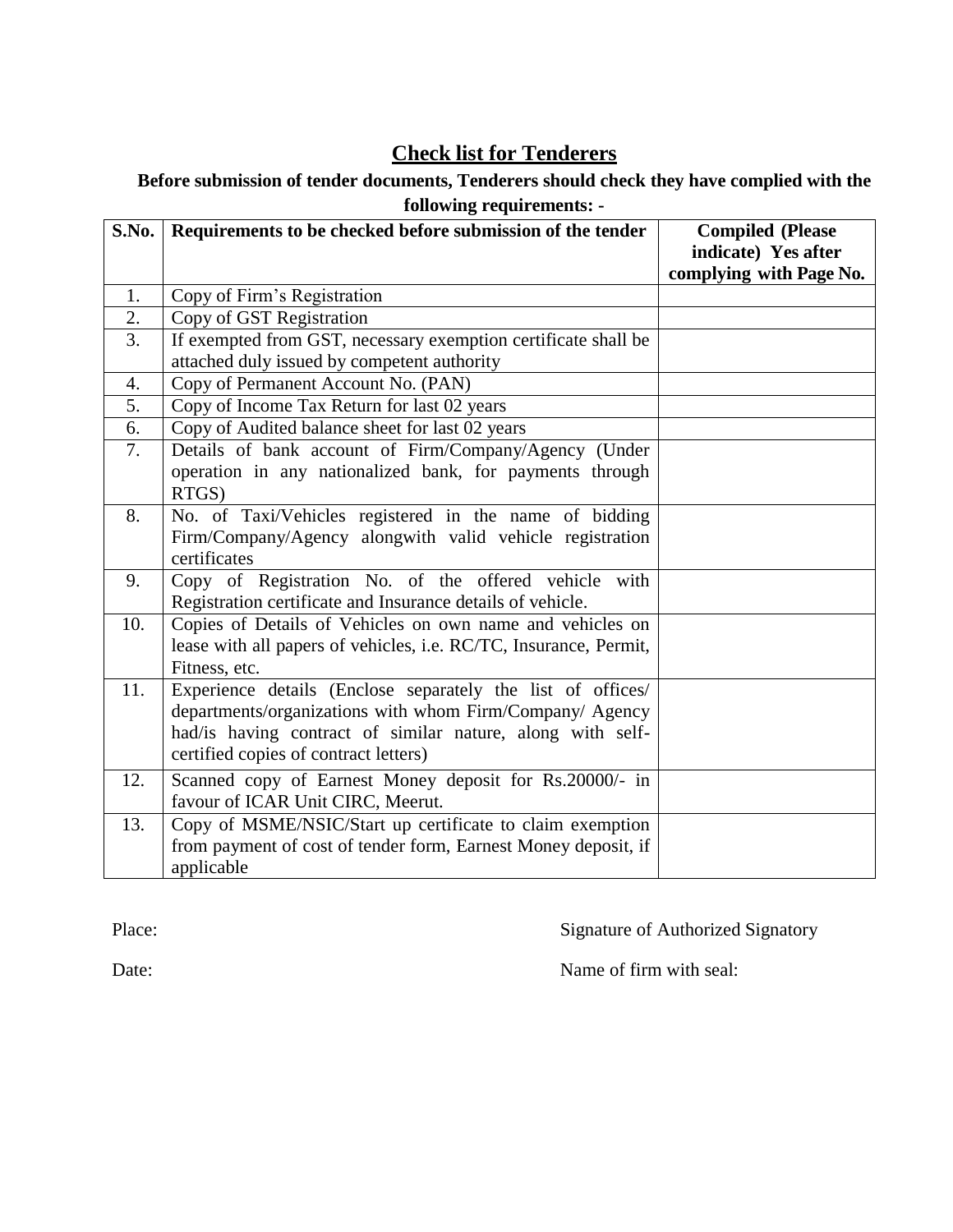## Check list for Tenderers

**Before submission of tender documents, Tenderers should check they have complied with the following requirements: -**

| S.No. | Requirements to be checked before submission of the tender | Compiled (Please indicate) Yes after complying with Page No. |
|---|---|---|
| 1. | Copy of Firm's Registration | |
| 2. | Copy of GST Registration | |
| 3. | If exempted from GST, necessary exemption certificate shall be attached duly issued by competent authority | |
| 4. | Copy of Permanent Account No. (PAN) | |
| 5. | Copy of Income Tax Return for last 02 years | |
| 6. | Copy of Audited balance sheet for last 02 years | |
| 7. | Details of bank account of Firm/Company/Agency (Under operation in any nationalized bank, for payments through RTGS) | |
| 8. | No. of Taxi/Vehicles registered in the name of bidding Firm/Company/Agency alongwith valid vehicle registration certificates | |
| 9. | Copy of Registration No. of the offered vehicle with Registration certificate and Insurance details of vehicle. | |
| 10. | Copies of Details of Vehicles on own name and vehicles on lease with all papers of vehicles, i.e. RC/TC, Insurance, Permit, Fitness, etc. | |
| 11. | Experience details (Enclose separately the list of offices/ departments/organizations with whom Firm/Company/ Agency had/is having contract of similar nature, along with self-certified copies of contract letters) | |
| 12. | Scanned copy of Earnest Money deposit for Rs.20000/- in favour of ICAR Unit CIRC, Meerut. | |
| 13. | Copy of MSME/NSIC/Start up certificate to claim exemption from payment of cost of tender form, Earnest Money deposit, if applicable | |

Place:

Date:

Signature of Authorized Signatory

Name of firm with seal: